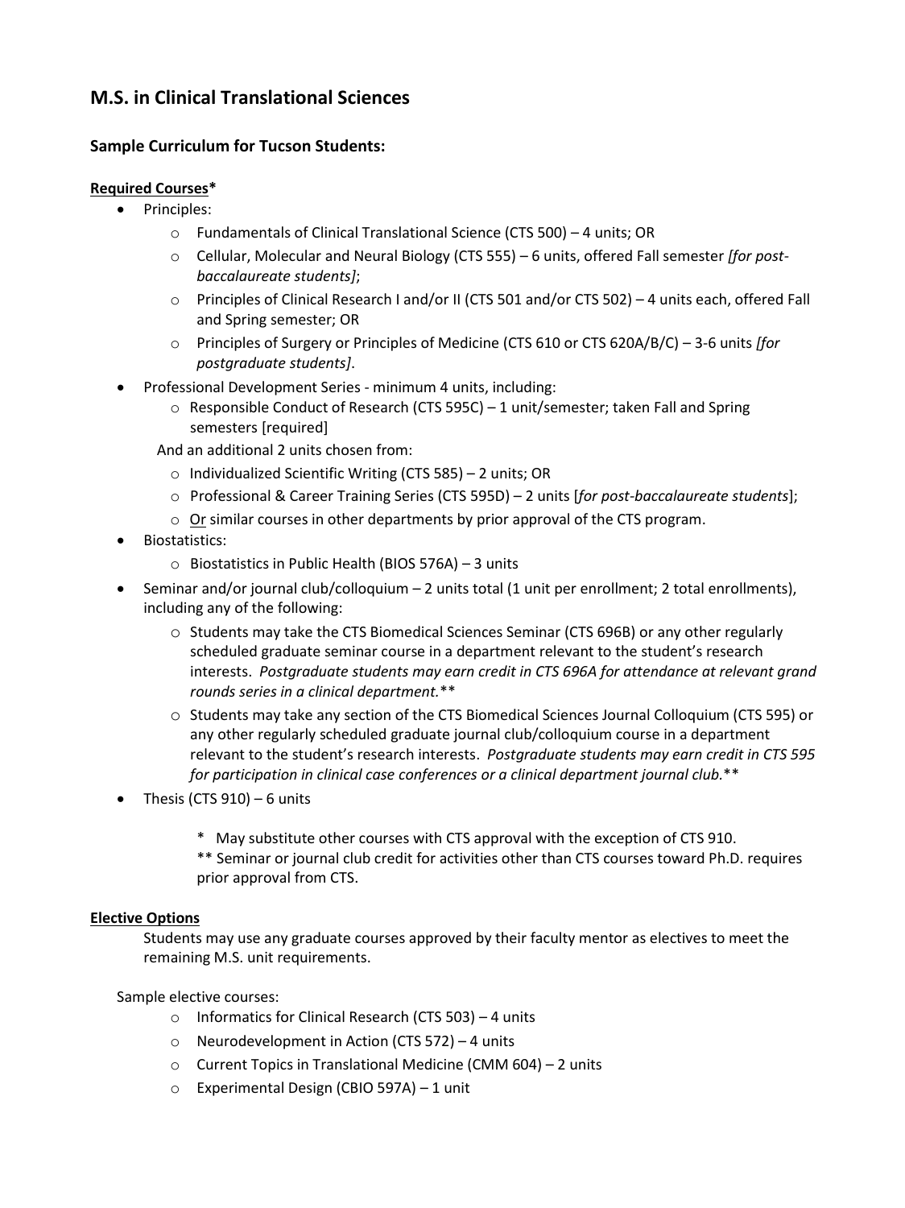# M.S. in Clinical Translational Sciences

## Sample Curriculum for Tucson Students:

**Required Courses***

- Principles:
  - Fundamentals of Clinical Translational Science (CTS 500) – 4 units; OR
  - Cellular, Molecular and Neural Biology (CTS 555) – 6 units, offered Fall semester *[for post-baccalaureate students]*;
  - Principles of Clinical Research I and/or II (CTS 501 and/or CTS 502) – 4 units each, offered Fall and Spring semester; OR
  - Principles of Surgery or Principles of Medicine (CTS 610 or CTS 620A/B/C) – 3-6 units *[for postgraduate students]*.
- Professional Development Series - minimum 4 units, including:
  - Responsible Conduct of Research (CTS 595C) – 1 unit/semester; taken Fall and Spring semesters [required]

  And an additional 2 units chosen from:
  - Individualized Scientific Writing (CTS 585) – 2 units; OR
  - Professional & Career Training Series (CTS 595D) – 2 units [*for post-baccalaureate students*];
  - Or similar courses in other departments by prior approval of the CTS program.
- Biostatistics:
  - Biostatistics in Public Health (BIOS 576A) – 3 units
- Seminar and/or journal club/colloquium – 2 units total (1 unit per enrollment; 2 total enrollments), including any of the following:
  - Students may take the CTS Biomedical Sciences Seminar (CTS 696B) or any other regularly scheduled graduate seminar course in a department relevant to the student's research interests. *Postgraduate students may earn credit in CTS 696A for attendance at relevant grand rounds series in a clinical department.***
  - Students may take any section of the CTS Biomedical Sciences Journal Colloquium (CTS 595) or any other regularly scheduled graduate journal club/colloquium course in a department relevant to the student's research interests. *Postgraduate students may earn credit in CTS 595 for participation in clinical case conferences or a clinical department journal club.***
- Thesis (CTS 910) – 6 units

  \* May substitute other courses with CTS approval with the exception of CTS 910.

  ** Seminar or journal club credit for activities other than CTS courses toward Ph.D. requires prior approval from CTS.

**Elective Options**

Students may use any graduate courses approved by their faculty mentor as electives to meet the remaining M.S. unit requirements.

Sample elective courses:

- Informatics for Clinical Research (CTS 503) – 4 units
- Neurodevelopment in Action (CTS 572) – 4 units
- Current Topics in Translational Medicine (CMM 604) – 2 units
- Experimental Design (CBIO 597A) – 1 unit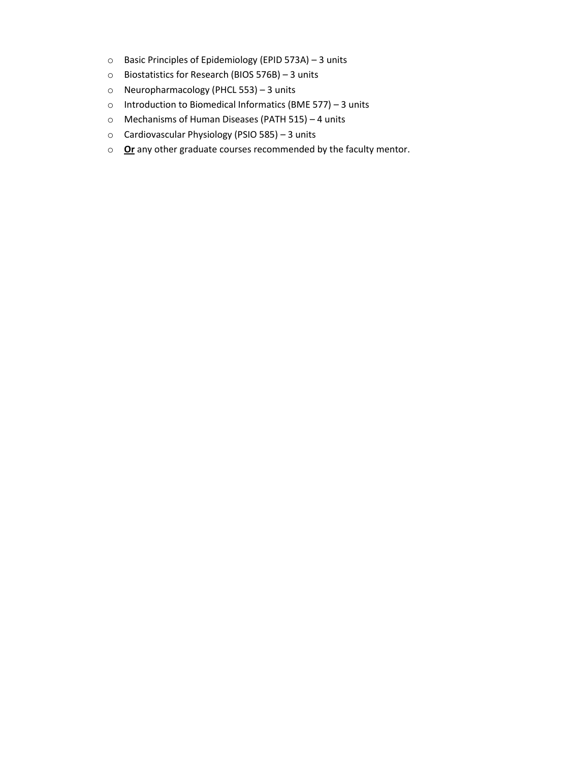- Basic Principles of Epidemiology (EPID 573A) – 3 units
- Biostatistics for Research (BIOS 576B) – 3 units
- Neuropharmacology (PHCL 553) – 3 units
- Introduction to Biomedical Informatics (BME 577) – 3 units
- Mechanisms of Human Diseases (PATH 515) – 4 units
- Cardiovascular Physiology (PSIO 585) – 3 units
- **<u>Or</u>** any other graduate courses recommended by the faculty mentor.